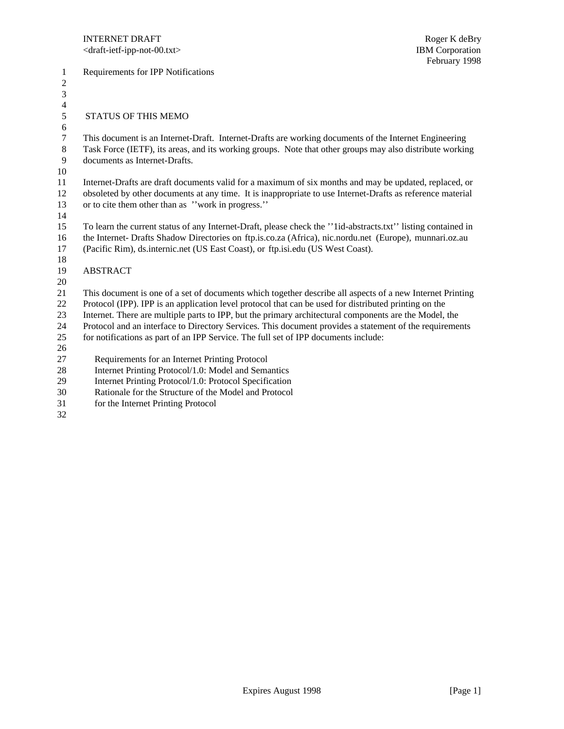INTERNET DRAFT Roger K deBry
<draft-ietf-ipp-not-00.txt> IBM Corporation
February 1998

# Requirements for IPP Notifications

## STATUS OF THIS MEMO

This document is an Internet-Draft. Internet-Drafts are working documents of the Internet Engineering Task Force (IETF), its areas, and its working groups. Note that other groups may also distribute working documents as Internet-Drafts.

Internet-Drafts are draft documents valid for a maximum of six months and may be updated, replaced, or obsoleted by other documents at any time. It is inappropriate to use Internet-Drafts as reference material or to cite them other than as ''work in progress.''

To learn the current status of any Internet-Draft, please check the ''1id-abstracts.txt'' listing contained in the Internet- Drafts Shadow Directories on ftp.is.co.za (Africa), nic.nordu.net (Europe), munnari.oz.au (Pacific Rim), ds.internic.net (US East Coast), or ftp.isi.edu (US West Coast).

## ABSTRACT

This document is one of a set of documents which together describe all aspects of a new Internet Printing Protocol (IPP). IPP is an application level protocol that can be used for distributed printing on the Internet. There are multiple parts to IPP, but the primary architectural components are the Model, the Protocol and an interface to Directory Services. This document provides a statement of the requirements for notifications as part of an IPP Service. The full set of IPP documents include:

- Requirements for an Internet Printing Protocol
- Internet Printing Protocol/1.0: Model and Semantics
- Internet Printing Protocol/1.0: Protocol Specification
- Rationale for the Structure of the Model and Protocol for the Internet Printing Protocol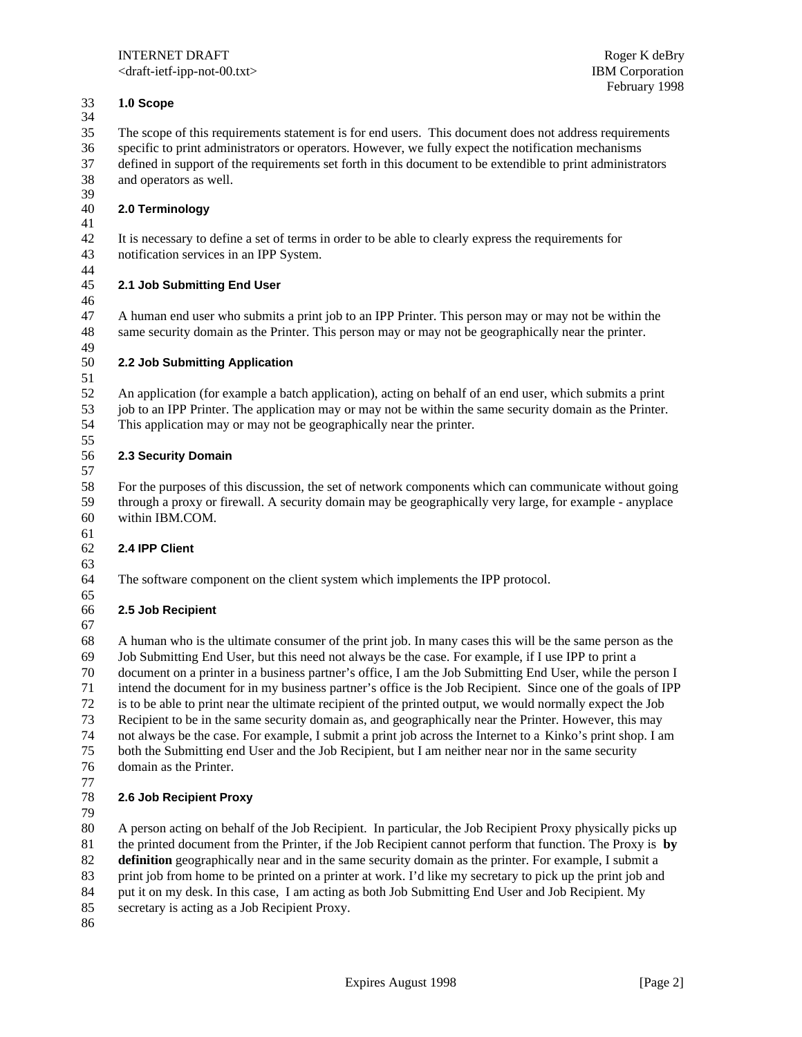## 1.0 Scope

The scope of this requirements statement is for end users. This document does not address requirements specific to print administrators or operators. However, we fully expect the notification mechanisms defined in support of the requirements set forth in this document to be extendible to print administrators and operators as well.

## 2.0 Terminology

It is necessary to define a set of terms in order to be able to clearly express the requirements for notification services in an IPP System.

### 2.1 Job Submitting End User

A human end user who submits a print job to an IPP Printer. This person may or may not be within the same security domain as the Printer. This person may or may not be geographically near the printer.

### 2.2 Job Submitting Application

An application (for example a batch application), acting on behalf of an end user, which submits a print job to an IPP Printer. The application may or may not be within the same security domain as the Printer. This application may or may not be geographically near the printer.

### 2.3 Security Domain

For the purposes of this discussion, the set of network components which can communicate without going through a proxy or firewall. A security domain may be geographically very large, for example - anyplace within IBM.COM.

### 2.4 IPP Client

The software component on the client system which implements the IPP protocol.

### 2.5 Job Recipient

A human who is the ultimate consumer of the print job. In many cases this will be the same person as the Job Submitting End User, but this need not always be the case. For example, if I use IPP to print a document on a printer in a business partner's office, I am the Job Submitting End User, while the person I intend the document for in my business partner's office is the Job Recipient. Since one of the goals of IPP is to be able to print near the ultimate recipient of the printed output, we would normally expect the Job Recipient to be in the same security domain as, and geographically near the Printer. However, this may not always be the case. For example, I submit a print job across the Internet to a Kinko's print shop. I am both the Submitting end User and the Job Recipient, but I am neither near nor in the same security domain as the Printer.

### 2.6 Job Recipient Proxy

A person acting on behalf of the Job Recipient. In particular, the Job Recipient Proxy physically picks up the printed document from the Printer, if the Job Recipient cannot perform that function. The Proxy is **by definition** geographically near and in the same security domain as the printer. For example, I submit a print job from home to be printed on a printer at work. I'd like my secretary to pick up the print job and put it on my desk. In this case, I am acting as both Job Submitting End User and Job Recipient. My secretary is acting as a Job Recipient Proxy.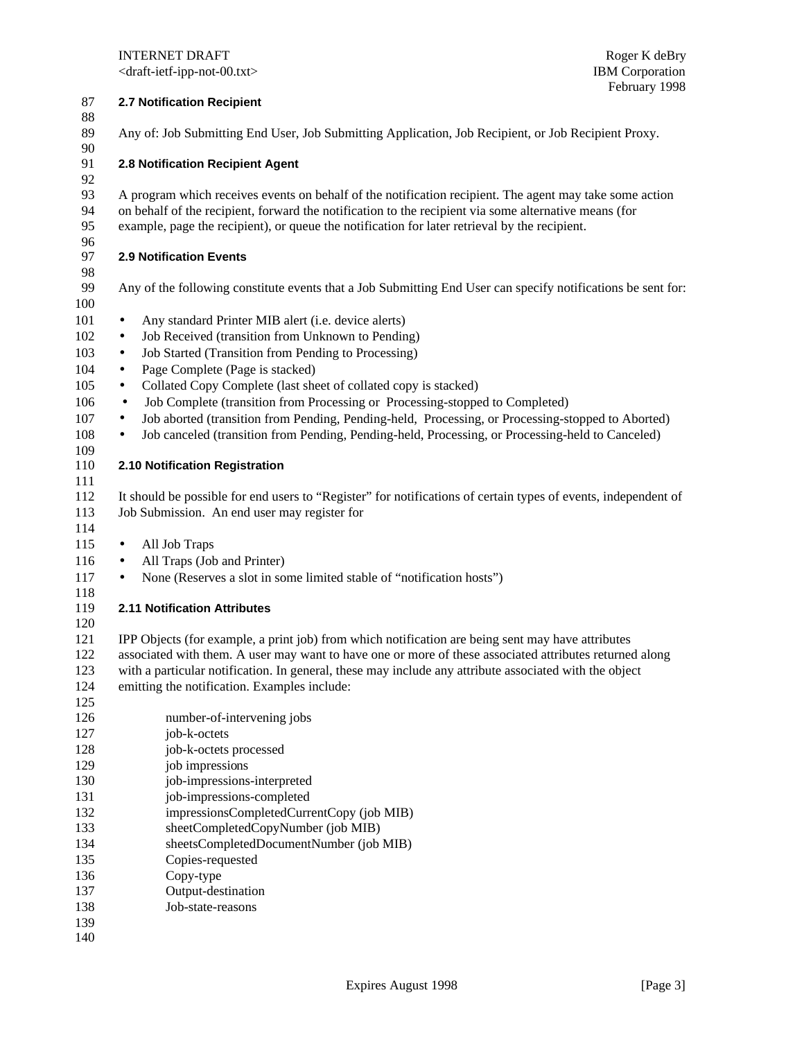### 2.7 Notification Recipient

Any of: Job Submitting End User, Job Submitting Application, Job Recipient, or Job Recipient Proxy.

### 2.8 Notification Recipient Agent

A program which receives events on behalf of the notification recipient. The agent may take some action on behalf of the recipient, forward the notification to the recipient via some alternative means (for example, page the recipient), or queue the notification for later retrieval by the recipient.

### 2.9 Notification Events

Any of the following constitute events that a Job Submitting End User can specify notifications be sent for:

- Any standard Printer MIB alert (i.e. device alerts)
- Job Received (transition from Unknown to Pending)
- Job Started (Transition from Pending to Processing)
- Page Complete (Page is stacked)
- Collated Copy Complete (last sheet of collated copy is stacked)
- Job Complete (transition from Processing or Processing-stopped to Completed)
- Job aborted (transition from Pending, Pending-held, Processing, or Processing-stopped to Aborted)
- Job canceled (transition from Pending, Pending-held, Processing, or Processing-held to Canceled)

### 2.10 Notification Registration

It should be possible for end users to "Register" for notifications of certain types of events, independent of Job Submission. An end user may register for

- All Job Traps
- All Traps (Job and Printer)
- None (Reserves a slot in some limited stable of "notification hosts")

### 2.11 Notification Attributes

IPP Objects (for example, a print job) from which notification are being sent may have attributes associated with them. A user may want to have one or more of these associated attributes returned along with a particular notification. In general, these may include any attribute associated with the object emitting the notification. Examples include:

number-of-intervening jobs
job-k-octets
job-k-octets processed
job impressions
job-impressions-interpreted
job-impressions-completed
impressionsCompletedCurrentCopy (job MIB)
sheetCompletedCopyNumber (job MIB)
sheetsCompletedDocumentNumber (job MIB)
Copies-requested
Copy-type
Output-destination
Job-state-reasons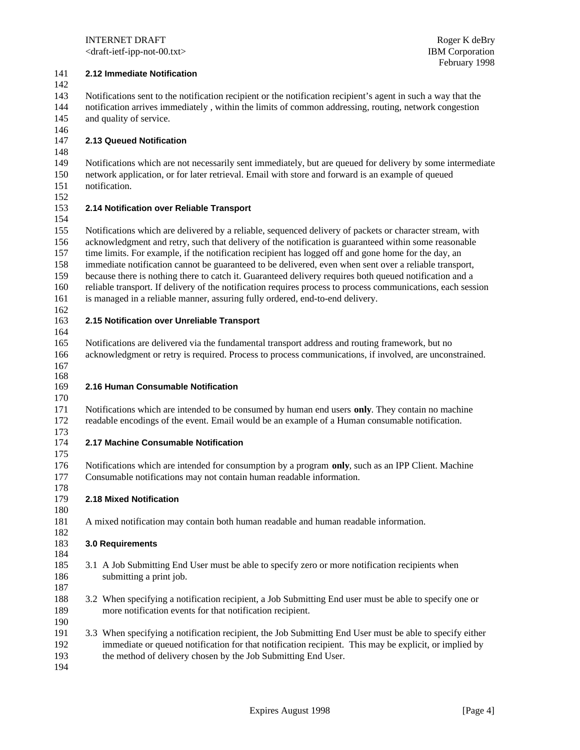### 2.12 Immediate Notification

Notifications sent to the notification recipient or the notification recipient's agent in such a way that the notification arrives immediately , within the limits of common addressing, routing, network congestion and quality of service.

### 2.13 Queued Notification

Notifications which are not necessarily sent immediately, but are queued for delivery by some intermediate network application, or for later retrieval. Email with store and forward is an example of queued notification.

### 2.14 Notification over Reliable Transport

Notifications which are delivered by a reliable, sequenced delivery of packets or character stream, with acknowledgment and retry, such that delivery of the notification is guaranteed within some reasonable time limits. For example, if the notification recipient has logged off and gone home for the day, an immediate notification cannot be guaranteed to be delivered, even when sent over a reliable transport, because there is nothing there to catch it. Guaranteed delivery requires both queued notification and a reliable transport. If delivery of the notification requires process to process communications, each session is managed in a reliable manner, assuring fully ordered, end-to-end delivery.

### 2.15 Notification over Unreliable Transport

Notifications are delivered via the fundamental transport address and routing framework, but no acknowledgment or retry is required. Process to process communications, if involved, are unconstrained.

### 2.16 Human Consumable Notification

Notifications which are intended to be consumed by human end users **only**. They contain no machine readable encodings of the event. Email would be an example of a Human consumable notification.

### 2.17 Machine Consumable Notification

Notifications which are intended for consumption by a program **only**, such as an IPP Client. Machine Consumable notifications may not contain human readable information.

### 2.18 Mixed Notification

A mixed notification may contain both human readable and human readable information.

## 3.0 Requirements

3.1 A Job Submitting End User must be able to specify zero or more notification recipients when submitting a print job.

3.2 When specifying a notification recipient, a Job Submitting End user must be able to specify one or more notification events for that notification recipient.

3.3 When specifying a notification recipient, the Job Submitting End User must be able to specify either immediate or queued notification for that notification recipient. This may be explicit, or implied by the method of delivery chosen by the Job Submitting End User.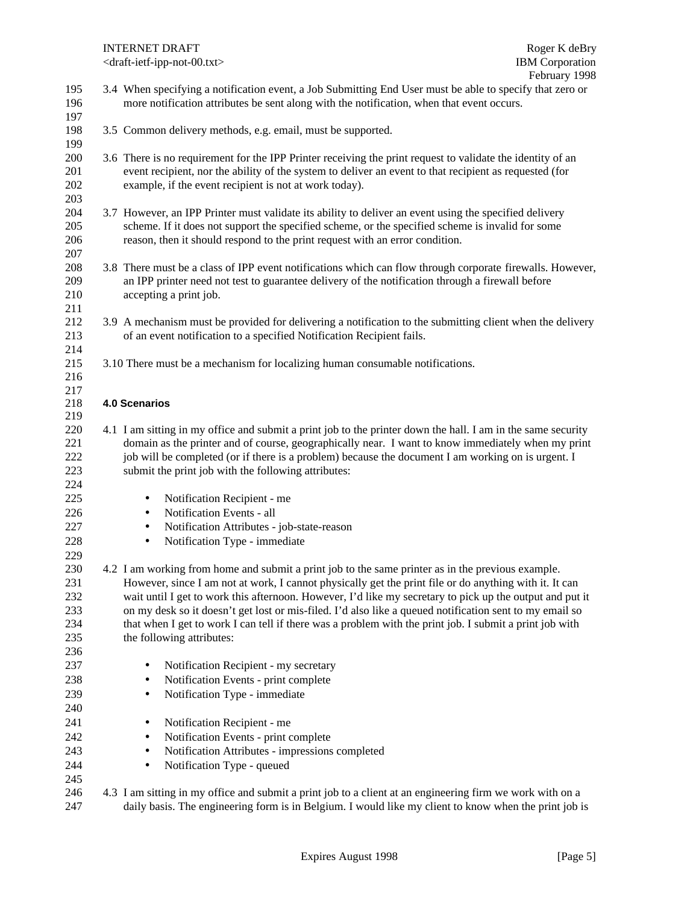3.4 When specifying a notification event, a Job Submitting End User must be able to specify that zero or more notification attributes be sent along with the notification, when that event occurs.

3.5 Common delivery methods, e.g. email, must be supported.

3.6 There is no requirement for the IPP Printer receiving the print request to validate the identity of an event recipient, nor the ability of the system to deliver an event to that recipient as requested (for example, if the event recipient is not at work today).

3.7 However, an IPP Printer must validate its ability to deliver an event using the specified delivery scheme. If it does not support the specified scheme, or the specified scheme is invalid for some reason, then it should respond to the print request with an error condition.

3.8 There must be a class of IPP event notifications which can flow through corporate firewalls. However, an IPP printer need not test to guarantee delivery of the notification through a firewall before accepting a print job.

3.9 A mechanism must be provided for delivering a notification to the submitting client when the delivery of an event notification to a specified Notification Recipient fails.

3.10 There must be a mechanism for localizing human consumable notifications.

## 4.0 Scenarios

4.1 I am sitting in my office and submit a print job to the printer down the hall. I am in the same security domain as the printer and of course, geographically near. I want to know immediately when my print job will be completed (or if there is a problem) because the document I am working on is urgent. I submit the print job with the following attributes:

- Notification Recipient - me
- Notification Events - all
- Notification Attributes - job-state-reason
- Notification Type - immediate

4.2 I am working from home and submit a print job to the same printer as in the previous example. However, since I am not at work, I cannot physically get the print file or do anything with it. It can wait until I get to work this afternoon. However, I'd like my secretary to pick up the output and put it on my desk so it doesn't get lost or mis-filed. I'd also like a queued notification sent to my email so that when I get to work I can tell if there was a problem with the print job. I submit a print job with the following attributes:

- Notification Recipient - my secretary
- Notification Events - print complete
- Notification Type - immediate

- Notification Recipient - me
- Notification Events - print complete
- Notification Attributes - impressions completed
- Notification Type - queued

4.3 I am sitting in my office and submit a print job to a client at an engineering firm we work with on a daily basis. The engineering form is in Belgium. I would like my client to know when the print job is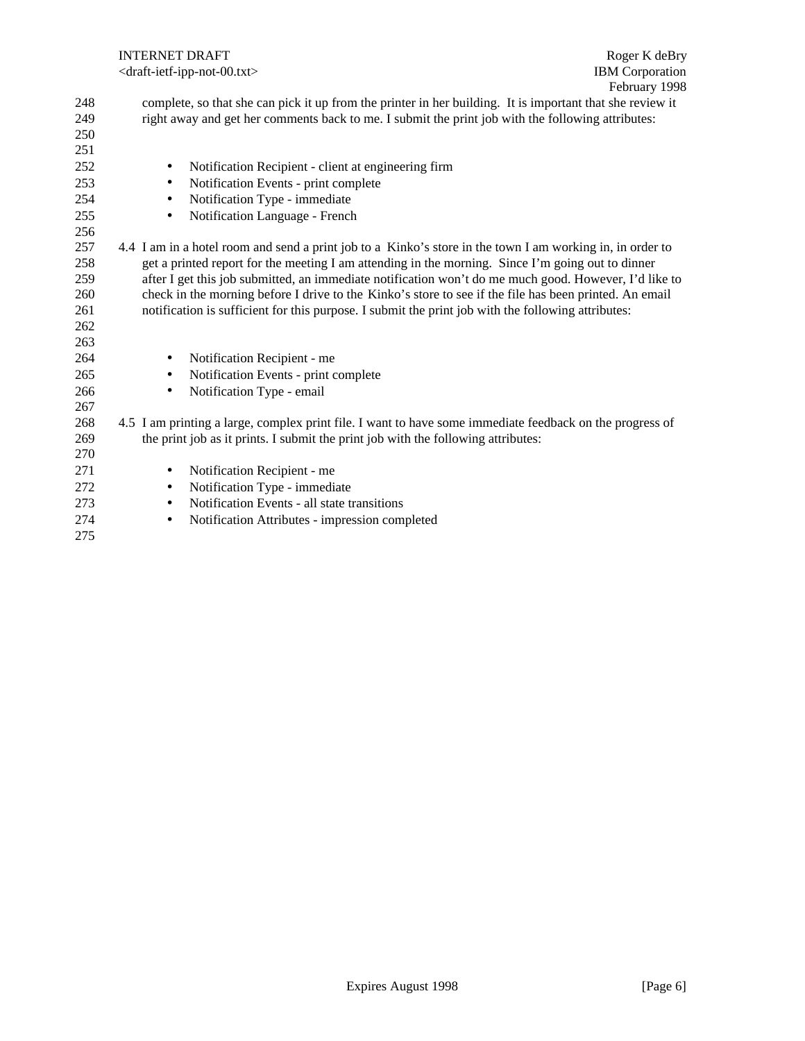complete, so that she can pick it up from the printer in her building. It is important that she review it right away and get her comments back to me. I submit the print job with the following attributes:

- Notification Recipient - client at engineering firm
- Notification Events - print complete
- Notification Type - immediate
- Notification Language - French

4.4 I am in a hotel room and send a print job to a Kinko's store in the town I am working in, in order to get a printed report for the meeting I am attending in the morning. Since I'm going out to dinner after I get this job submitted, an immediate notification won't do me much good. However, I'd like to check in the morning before I drive to the Kinko's store to see if the file has been printed. An email notification is sufficient for this purpose. I submit the print job with the following attributes:

- Notification Recipient - me
- Notification Events - print complete
- Notification Type - email

4.5 I am printing a large, complex print file. I want to have some immediate feedback on the progress of the print job as it prints. I submit the print job with the following attributes:

- Notification Recipient - me
- Notification Type - immediate
- Notification Events - all state transitions
- Notification Attributes - impression completed